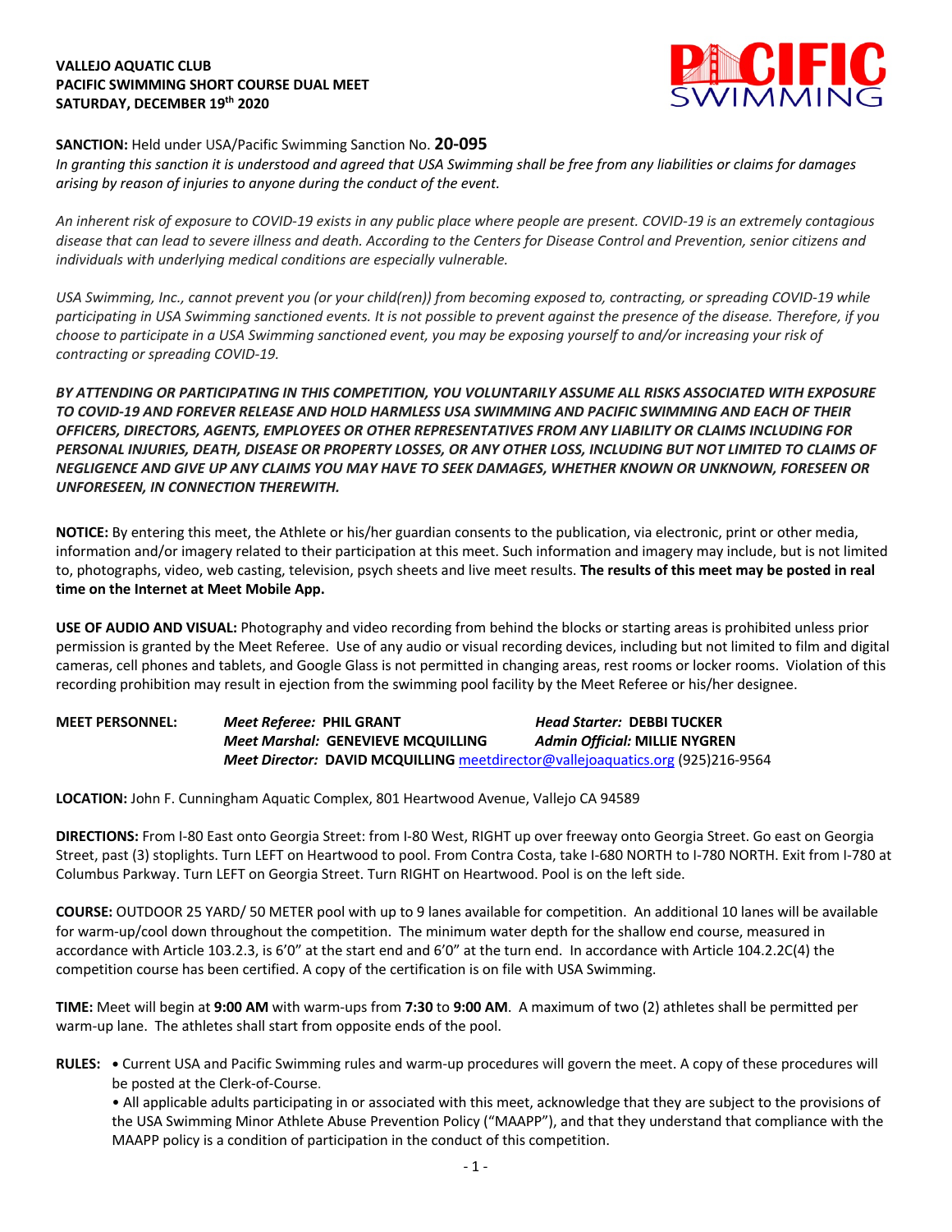**VALLEJO AQUATIC CLUB**
**PACIFIC SWIMMING SHORT COURSE DUAL MEET**
**SATURDAY, DECEMBER 19th 2020**

**SANCTION:** Held under USA/Pacific Swimming Sanction No. **20-095**

*In granting this sanction it is understood and agreed that USA Swimming shall be free from any liabilities or claims for damages arising by reason of injuries to anyone during the conduct of the event.*

*An inherent risk of exposure to COVID-19 exists in any public place where people are present. COVID-19 is an extremely contagious disease that can lead to severe illness and death. According to the Centers for Disease Control and Prevention, senior citizens and individuals with underlying medical conditions are especially vulnerable.*

*USA Swimming, Inc., cannot prevent you (or your child(ren)) from becoming exposed to, contracting, or spreading COVID-19 while participating in USA Swimming sanctioned events. It is not possible to prevent against the presence of the disease. Therefore, if you choose to participate in a USA Swimming sanctioned event, you may be exposing yourself to and/or increasing your risk of contracting or spreading COVID-19.*

***BY ATTENDING OR PARTICIPATING IN THIS COMPETITION, YOU VOLUNTARILY ASSUME ALL RISKS ASSOCIATED WITH EXPOSURE TO COVID-19 AND FOREVER RELEASE AND HOLD HARMLESS USA SWIMMING AND PACIFIC SWIMMING AND EACH OF THEIR OFFICERS, DIRECTORS, AGENTS, EMPLOYEES OR OTHER REPRESENTATIVES FROM ANY LIABILITY OR CLAIMS INCLUDING FOR PERSONAL INJURIES, DEATH, DISEASE OR PROPERTY LOSSES, OR ANY OTHER LOSS, INCLUDING BUT NOT LIMITED TO CLAIMS OF NEGLIGENCE AND GIVE UP ANY CLAIMS YOU MAY HAVE TO SEEK DAMAGES, WHETHER KNOWN OR UNKNOWN, FORESEEN OR UNFORESEEN, IN CONNECTION THEREWITH.***

**NOTICE:** By entering this meet, the Athlete or his/her guardian consents to the publication, via electronic, print or other media, information and/or imagery related to their participation at this meet. Such information and imagery may include, but is not limited to, photographs, video, web casting, television, psych sheets and live meet results. **The results of this meet may be posted in real time on the Internet at Meet Mobile App.**

**USE OF AUDIO AND VISUAL:** Photography and video recording from behind the blocks or starting areas is prohibited unless prior permission is granted by the Meet Referee. Use of any audio or visual recording devices, including but not limited to film and digital cameras, cell phones and tablets, and Google Glass is not permitted in changing areas, rest rooms or locker rooms. Violation of this recording prohibition may result in ejection from the swimming pool facility by the Meet Referee or his/her designee.

**MEET PERSONNEL:**
***Meet Referee:*** **PHIL GRANT** — ***Head Starter:*** **DEBBI TUCKER**
***Meet Marshal:*** **GENEVIEVE MCQUILLING** — ***Admin Official:*** **MILLIE NYGREN**
***Meet Director:*** **DAVID MCQUILLING** meetdirector@vallejoaquatics.org (925)216-9564

**LOCATION:** John F. Cunningham Aquatic Complex, 801 Heartwood Avenue, Vallejo CA 94589

**DIRECTIONS:** From I-80 East onto Georgia Street: from I-80 West, RIGHT up over freeway onto Georgia Street. Go east on Georgia Street, past (3) stoplights. Turn LEFT on Heartwood to pool. From Contra Costa, take I-680 NORTH to I-780 NORTH. Exit from I-780 at Columbus Parkway. Turn LEFT on Georgia Street. Turn RIGHT on Heartwood. Pool is on the left side.

**COURSE:** OUTDOOR 25 YARD/ 50 METER pool with up to 9 lanes available for competition. An additional 10 lanes will be available for warm-up/cool down throughout the competition. The minimum water depth for the shallow end course, measured in accordance with Article 103.2.3, is 6'0" at the start end and 6'0" at the turn end. In accordance with Article 104.2.2C(4) the competition course has been certified. A copy of the certification is on file with USA Swimming.

**TIME:** Meet will begin at **9:00 AM** with warm-ups from **7:30** to **9:00 AM**. A maximum of two (2) athletes shall be permitted per warm-up lane. The athletes shall start from opposite ends of the pool.

**RULES:**

- Current USA and Pacific Swimming rules and warm-up procedures will govern the meet. A copy of these procedures will be posted at the Clerk-of-Course.
- All applicable adults participating in or associated with this meet, acknowledge that they are subject to the provisions of the USA Swimming Minor Athlete Abuse Prevention Policy ("MAAPP"), and that they understand that compliance with the MAAPP policy is a condition of participation in the conduct of this competition.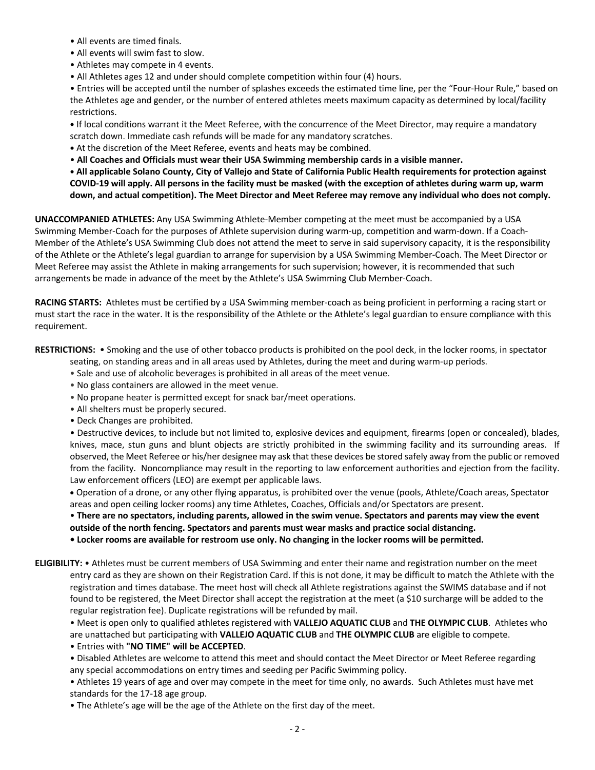- All events are timed finals.
- All events will swim fast to slow.
- Athletes may compete in 4 events.
- All Athletes ages 12 and under should complete competition within four (4) hours.
- Entries will be accepted until the number of splashes exceeds the estimated time line, per the "Four-Hour Rule," based on the Athletes age and gender, or the number of entered athletes meets maximum capacity as determined by local/facility restrictions.
- If local conditions warrant it the Meet Referee, with the concurrence of the Meet Director, may require a mandatory scratch down. Immediate cash refunds will be made for any mandatory scratches.
- At the discretion of the Meet Referee, events and heats may be combined.
- **All Coaches and Officials must wear their USA Swimming membership cards in a visible manner.**
- **All applicable Solano County, City of Vallejo and State of California Public Health requirements for protection against COVID-19 will apply. All persons in the facility must be masked (with the exception of athletes during warm up, warm down, and actual competition). The Meet Director and Meet Referee may remove any individual who does not comply.**

**UNACCOMPANIED ATHLETES:** Any USA Swimming Athlete-Member competing at the meet must be accompanied by a USA Swimming Member-Coach for the purposes of Athlete supervision during warm-up, competition and warm-down. If a Coach-Member of the Athlete's USA Swimming Club does not attend the meet to serve in said supervisory capacity, it is the responsibility of the Athlete or the Athlete's legal guardian to arrange for supervision by a USA Swimming Member-Coach. The Meet Director or Meet Referee may assist the Athlete in making arrangements for such supervision; however, it is recommended that such arrangements be made in advance of the meet by the Athlete's USA Swimming Club Member-Coach.

**RACING STARTS:** Athletes must be certified by a USA Swimming member-coach as being proficient in performing a racing start or must start the race in the water. It is the responsibility of the Athlete or the Athlete's legal guardian to ensure compliance with this requirement.

**RESTRICTIONS:**
- Smoking and the use of other tobacco products is prohibited on the pool deck, in the locker rooms, in spectator seating, on standing areas and in all areas used by Athletes, during the meet and during warm-up periods.
- Sale and use of alcoholic beverages is prohibited in all areas of the meet venue.
- No glass containers are allowed in the meet venue.
- No propane heater is permitted except for snack bar/meet operations.
- All shelters must be properly secured.
- Deck Changes are prohibited.
- Destructive devices, to include but not limited to, explosive devices and equipment, firearms (open or concealed), blades, knives, mace, stun guns and blunt objects are strictly prohibited in the swimming facility and its surrounding areas. If observed, the Meet Referee or his/her designee may ask that these devices be stored safely away from the public or removed from the facility. Noncompliance may result in the reporting to law enforcement authorities and ejection from the facility. Law enforcement officers (LEO) are exempt per applicable laws.
- Operation of a drone, or any other flying apparatus, is prohibited over the venue (pools, Athlete/Coach areas, Spectator areas and open ceiling locker rooms) any time Athletes, Coaches, Officials and/or Spectators are present.
- **There are no spectators, including parents, allowed in the swim venue. Spectators and parents may view the event outside of the north fencing. Spectators and parents must wear masks and practice social distancing.**
- **Locker rooms are available for restroom use only. No changing in the locker rooms will be permitted.**

**ELIGIBILITY:**
- Athletes must be current members of USA Swimming and enter their name and registration number on the meet entry card as they are shown on their Registration Card. If this is not done, it may be difficult to match the Athlete with the registration and times database. The meet host will check all Athlete registrations against the SWIMS database and if not found to be registered, the Meet Director shall accept the registration at the meet (a $10 surcharge will be added to the regular registration fee). Duplicate registrations will be refunded by mail.
- Meet is open only to qualified athletes registered with **VALLEJO AQUATIC CLUB** and **THE OLYMPIC CLUB**. Athletes who are unattached but participating with **VALLEJO AQUATIC CLUB** and **THE OLYMPIC CLUB** are eligible to compete.
- Entries with **"NO TIME" will be ACCEPTED**.
- Disabled Athletes are welcome to attend this meet and should contact the Meet Director or Meet Referee regarding any special accommodations on entry times and seeding per Pacific Swimming policy.
- Athletes 19 years of age and over may compete in the meet for time only, no awards. Such Athletes must have met standards for the 17-18 age group.
- The Athlete's age will be the age of the Athlete on the first day of the meet.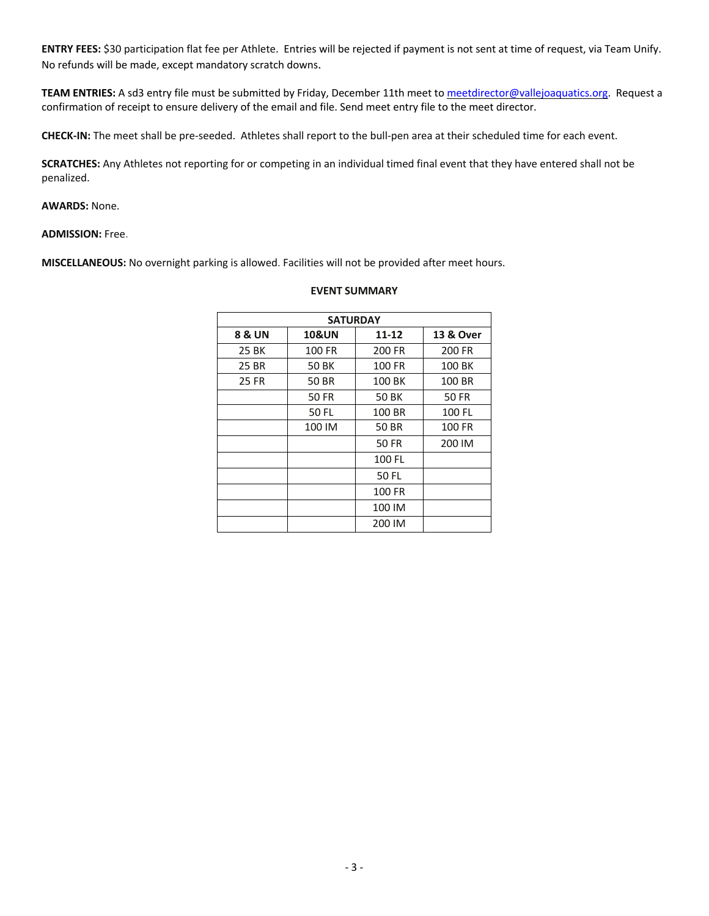**ENTRY FEES:** $30 participation flat fee per Athlete. Entries will be rejected if payment is not sent at time of request, via Team Unify. No refunds will be made, except mandatory scratch downs.

**TEAM ENTRIES:** A sd3 entry file must be submitted by Friday, December 11th meet to meetdirector@vallejoaquatics.org. Request a confirmation of receipt to ensure delivery of the email and file. Send meet entry file to the meet director.

**CHECK-IN:** The meet shall be pre-seeded. Athletes shall report to the bull-pen area at their scheduled time for each event.

**SCRATCHES:** Any Athletes not reporting for or competing in an individual timed final event that they have entered shall not be penalized.

**AWARDS:** None.

**ADMISSION:** Free.

**MISCELLANEOUS:** No overnight parking is allowed. Facilities will not be provided after meet hours.

**EVENT SUMMARY**

| SATURDAY | | | |
|---|---|---|---|
| **8 & UN** | **10&UN** | **11-12** | **13 & Over** |
| 25 BK | 100 FR | 200 FR | 200 FR |
| 25 BR | 50 BK | 100 FR | 100 BK |
| 25 FR | 50 BR | 100 BK | 100 BR |
| | 50 FR | 50 BK | 50 FR |
| | 50 FL | 100 BR | 100 FL |
| | 100 IM | 50 BR | 100 FR |
| | | 50 FR | 200 IM |
| | | 100 FL | |
| | | 50 FL | |
| | | 100 FR | |
| | | 100 IM | |
| | | 200 IM | |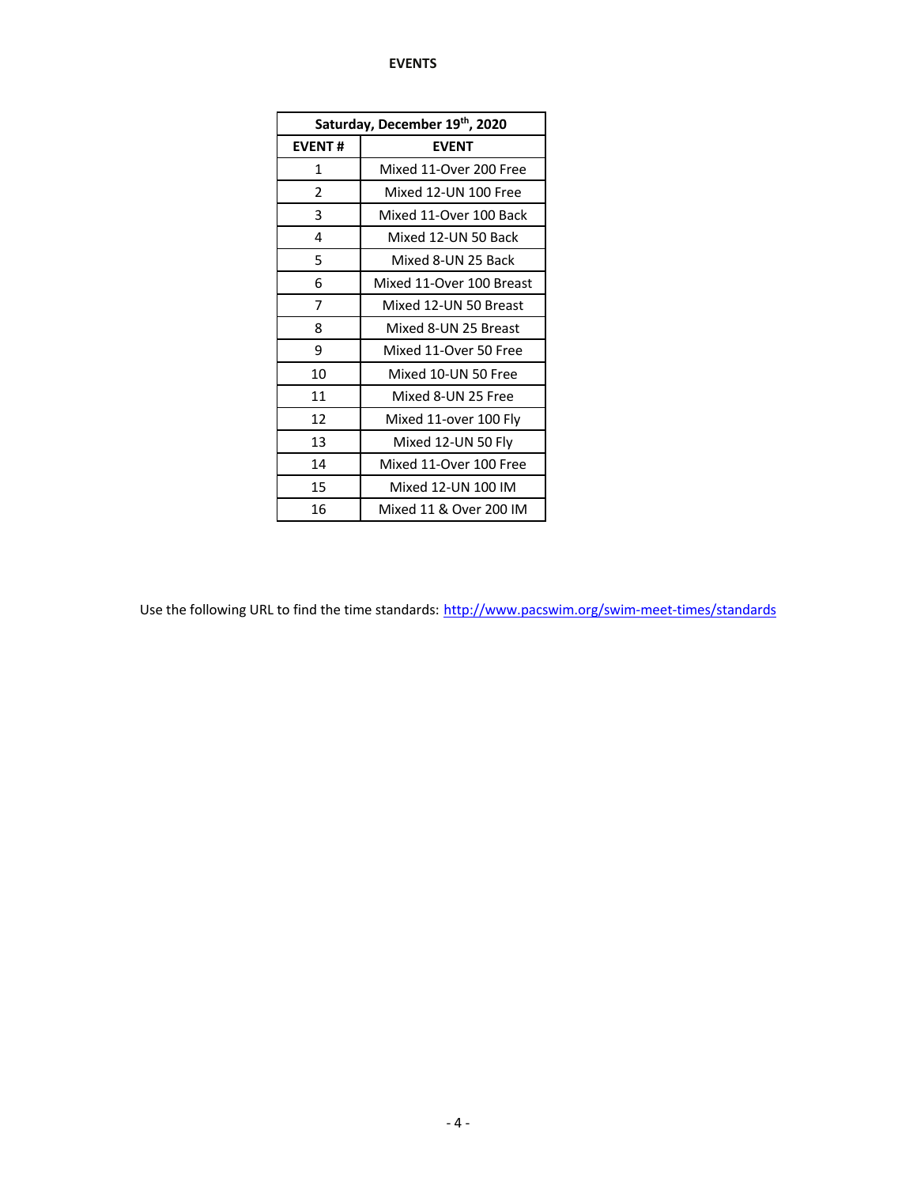**EVENTS**

| Saturday, December 19th, 2020 | |
|---|---|
| **EVENT #** | **EVENT** |
| 1 | Mixed 11-Over 200 Free |
| 2 | Mixed 12-UN 100 Free |
| 3 | Mixed 11-Over 100 Back |
| 4 | Mixed 12-UN 50 Back |
| 5 | Mixed 8-UN 25 Back |
| 6 | Mixed 11-Over 100 Breast |
| 7 | Mixed 12-UN 50 Breast |
| 8 | Mixed 8-UN 25 Breast |
| 9 | Mixed 11-Over 50 Free |
| 10 | Mixed 10-UN 50 Free |
| 11 | Mixed 8-UN 25 Free |
| 12 | Mixed 11-over 100 Fly |
| 13 | Mixed 12-UN 50 Fly |
| 14 | Mixed 11-Over 100 Free |
| 15 | Mixed 12-UN 100 IM |
| 16 | Mixed 11 & Over 200 IM |

Use the following URL to find the time standards: http://www.pacswim.org/swim-meet-times/standards